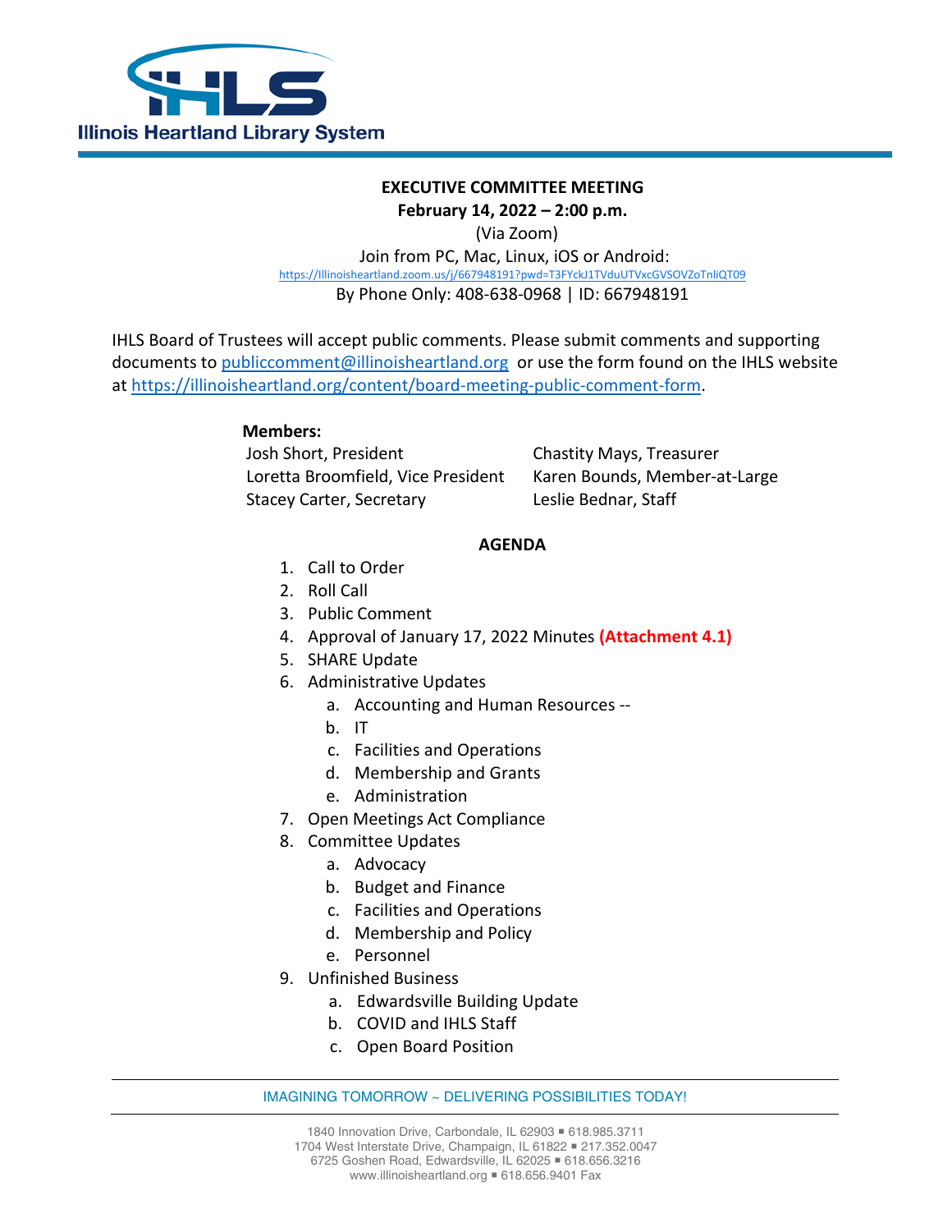Illinois Heartland Library System

# EXECUTIVE COMMITTEE MEETING

**February 14, 2022 – 2:00 p.m.**

(Via Zoom)

Join from PC, Mac, Linux, iOS or Android:
https://illinoisheartland.zoom.us/j/667948191?pwd=T3FYckJ1TVduUTVxcGVSOVZoTnliQT09

By Phone Only: 408-638-0968 | ID: 667948191

IHLS Board of Trustees will accept public comments. Please submit comments and supporting documents to publiccomment@illinoisheartland.org or use the form found on the IHLS website at https://illinoisheartland.org/content/board-meeting-public-comment-form.

**Members:**

Josh Short, President
Loretta Broomfield, Vice President
Stacey Carter, Secretary
Chastity Mays, Treasurer
Karen Bounds, Member-at-Large
Leslie Bednar, Staff

## AGENDA

1. Call to Order
2. Roll Call
3. Public Comment
4. Approval of January 17, 2022 Minutes **(Attachment 4.1)**
5. SHARE Update
6. Administrative Updates
   a. Accounting and Human Resources --
   b. IT
   c. Facilities and Operations
   d. Membership and Grants
   e. Administration
7. Open Meetings Act Compliance
8. Committee Updates
   a. Advocacy
   b. Budget and Finance
   c. Facilities and Operations
   d. Membership and Policy
   e. Personnel
9. Unfinished Business
   a. Edwardsville Building Update
   b. COVID and IHLS Staff
   c. Open Board Position

IMAGINING TOMORROW ~ DELIVERING POSSIBILITIES TODAY!

1840 Innovation Drive, Carbondale, IL 62903 ▪ 618.985.3711
1704 West Interstate Drive, Champaign, IL 61822 ▪ 217.352.0047
6725 Goshen Road, Edwardsville, IL 62025 ▪ 618.656.3216
www.illinoisheartland.org ▪ 618.656.9401 Fax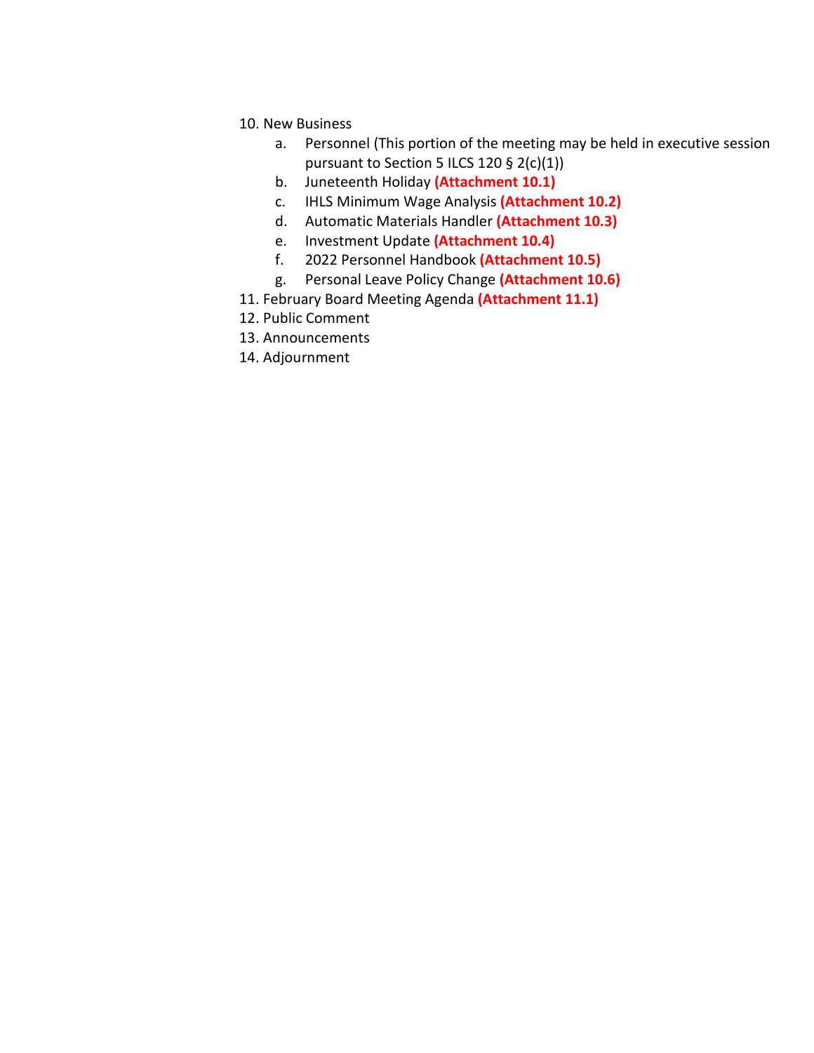10. New Business
    a. Personnel (This portion of the meeting may be held in executive session pursuant to Section 5 ILCS 120 § 2(c)(1))
    b. Juneteenth Holiday **(Attachment 10.1)**
    c. IHLS Minimum Wage Analysis **(Attachment 10.2)**
    d. Automatic Materials Handler **(Attachment 10.3)**
    e. Investment Update **(Attachment 10.4)**
    f. 2022 Personnel Handbook **(Attachment 10.5)**
    g. Personal Leave Policy Change **(Attachment 10.6)**
11. February Board Meeting Agenda **(Attachment 11.1)**
12. Public Comment
13. Announcements
14. Adjournment